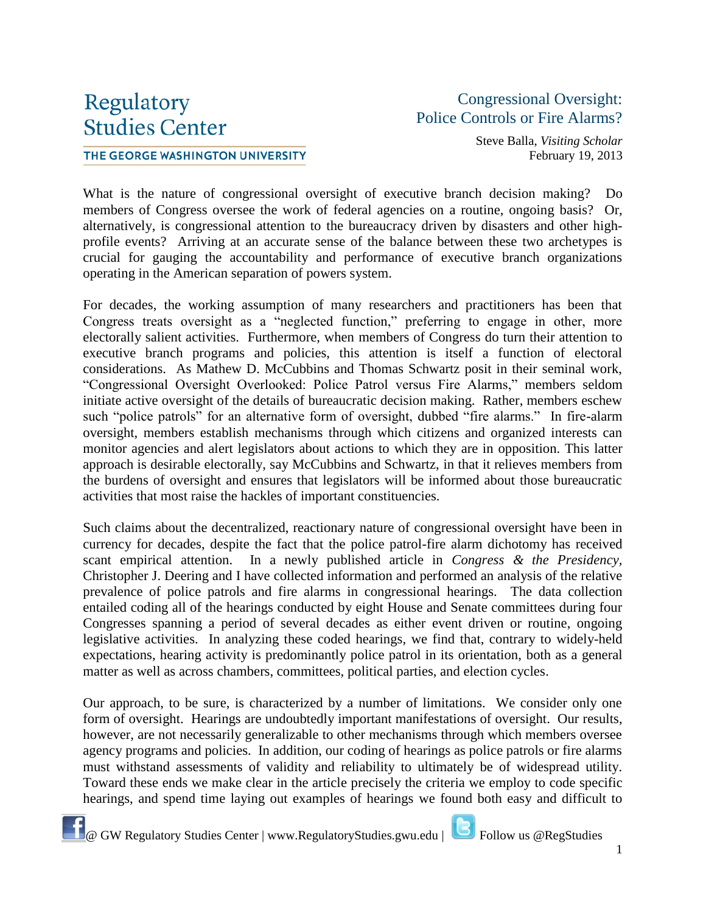Regulatory Studies Center

THE GEORGE WASHINGTON UNIVERSITY

# Congressional Oversight: Police Controls or Fire Alarms?

Steve Balla, *Visiting Scholar*
February 19, 2013

What is the nature of congressional oversight of executive branch decision making? Do members of Congress oversee the work of federal agencies on a routine, ongoing basis? Or, alternatively, is congressional attention to the bureaucracy driven by disasters and other high-profile events? Arriving at an accurate sense of the balance between these two archetypes is crucial for gauging the accountability and performance of executive branch organizations operating in the American separation of powers system.

For decades, the working assumption of many researchers and practitioners has been that Congress treats oversight as a "neglected function," preferring to engage in other, more electorally salient activities. Furthermore, when members of Congress do turn their attention to executive branch programs and policies, this attention is itself a function of electoral considerations. As Mathew D. McCubbins and Thomas Schwartz posit in their seminal work, "Congressional Oversight Overlooked: Police Patrol versus Fire Alarms," members seldom initiate active oversight of the details of bureaucratic decision making. Rather, members eschew such "police patrols" for an alternative form of oversight, dubbed "fire alarms." In fire-alarm oversight, members establish mechanisms through which citizens and organized interests can monitor agencies and alert legislators about actions to which they are in opposition. This latter approach is desirable electorally, say McCubbins and Schwartz, in that it relieves members from the burdens of oversight and ensures that legislators will be informed about those bureaucratic activities that most raise the hackles of important constituencies.

Such claims about the decentralized, reactionary nature of congressional oversight have been in currency for decades, despite the fact that the police patrol-fire alarm dichotomy has received scant empirical attention. In a newly published article in *Congress & the Presidency*, Christopher J. Deering and I have collected information and performed an analysis of the relative prevalence of police patrols and fire alarms in congressional hearings. The data collection entailed coding all of the hearings conducted by eight House and Senate committees during four Congresses spanning a period of several decades as either event driven or routine, ongoing legislative activities. In analyzing these coded hearings, we find that, contrary to widely-held expectations, hearing activity is predominantly police patrol in its orientation, both as a general matter as well as across chambers, committees, political parties, and election cycles.

Our approach, to be sure, is characterized by a number of limitations. We consider only one form of oversight. Hearings are undoubtedly important manifestations of oversight. Our results, however, are not necessarily generalizable to other mechanisms through which members oversee agency programs and policies. In addition, our coding of hearings as police patrols or fire alarms must withstand assessments of validity and reliability to ultimately be of widespread utility. Toward these ends we make clear in the article precisely the criteria we employ to code specific hearings, and spend time laying out examples of hearings we found both easy and difficult to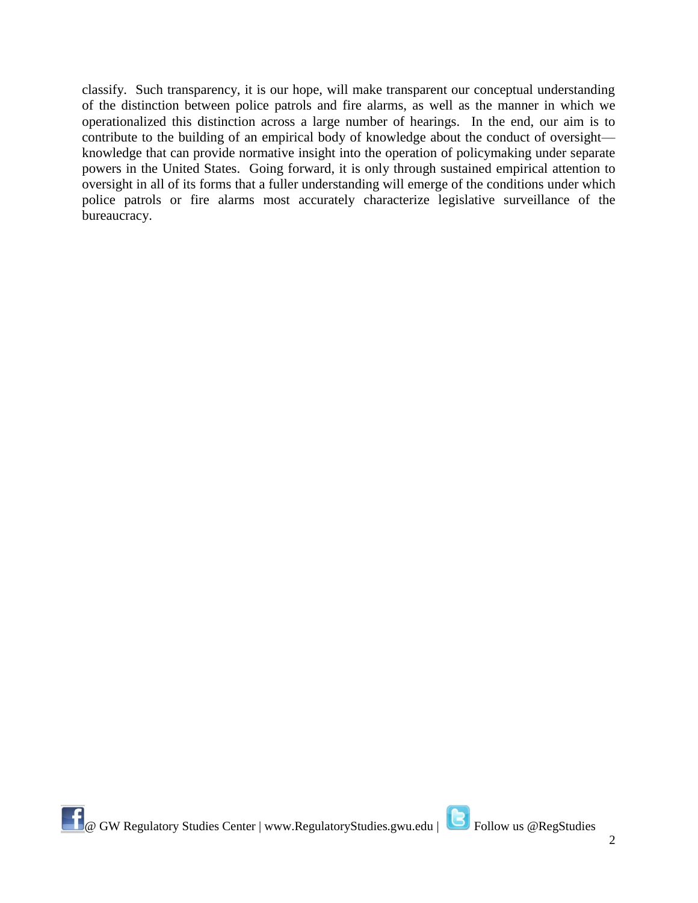classify. Such transparency, it is our hope, will make transparent our conceptual understanding of the distinction between police patrols and fire alarms, as well as the manner in which we operationalized this distinction across a large number of hearings. In the end, our aim is to contribute to the building of an empirical body of knowledge about the conduct of oversight—knowledge that can provide normative insight into the operation of policymaking under separate powers in the United States. Going forward, it is only through sustained empirical attention to oversight in all of its forms that a fuller understanding will emerge of the conditions under which police patrols or fire alarms most accurately characterize legislative surveillance of the bureaucracy.